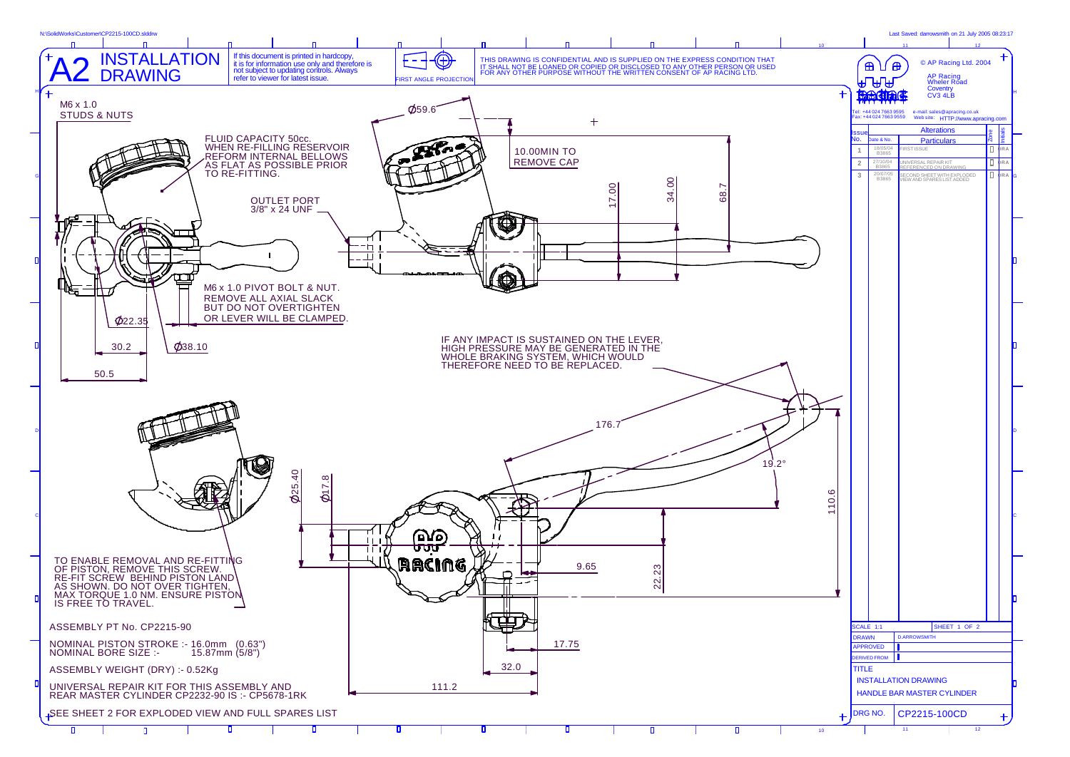N:\SolidWorks\Customer\CP2215-100CD.slddrw

Last Saved: darrowsmith on 21 July 2005 08:23:17

# A2 INSTALLATION DRAWING

If this document is printed in hardcopy, it is for information use only and therefore is not subject to updating controls. Always refer to viewer for latest issue.

FIRST ANGLE PROJECTION

THIS DRAWING IS CONFIDENTIAL AND IS SUPPLIED ON THE EXPRESS CONDITION THAT IT SHALL NOT BE LOANED OR COPIED OR DISCLOSED TO ANY OTHER PERSON OR USED FOR ANY OTHER PURPOSE WITHOUT THE WRITTEN CONSENT OF AP RACING LTD.

© AP Racing Ltd. 2004

AP Racing
Wheler Road
Coventry
CV3 4LB

Tel: +44 024 7663 9595
Fax: +44 024 7663 9559
e-mail: sales@apracing.co.uk
Web site: HTTP://www.apracing.com

| Issue No. | Date & No. | Alterations Particulars | Zone | Initials |
|---|---|---|---|---|
| 1 | 18/05/04 B3865 | FIRST ISSUE | | DRA |
| 2 | 27/10/04 B3865 | UNIVERSAL REPAIR KIT REFERENCED ON DRAWING | | DRA |
| 3 | 20/07/05 B3865 | SECOND SHEET WITH EXPLODED VIEW AND SPARES LIST ADDED | | DRA |

M6 x 1.0 STUDS & NUTS

FLUID CAPACITY 50cc. WHEN RE-FILLING RESERVOIR REFORM INTERNAL BELLOWS AS FLAT AS POSSIBLE PRIOR TO RE-FITTING.

OUTLET PORT 3/8" x 24 UNF

M6 x 1.0 PIVOT BOLT & NUT. REMOVE ALL AXIAL SLACK BUT DO NOT OVERTIGHTEN OR LEVER WILL BE CLAMPED.

Ø59.6

10.00MIN TO REMOVE CAP

17.00

34.00

68.7

Ø22.35

30.2

Ø38.10

50.5

IF ANY IMPACT IS SUSTAINED ON THE LEVER, HIGH PRESSURE MAY BE GENERATED IN THE WHOLE BRAKING SYSTEM, WHICH WOULD THEREFORE NEED TO BE REPLACED.

176.7

19.2°

110.6

Ø25.40

Ø17.8

9.65

22.23

17.75

32.0

111.2

TO ENABLE REMOVAL AND RE-FITTING OF PISTON, REMOVE THIS SCREW. RE-FIT SCREW BEHIND PISTON LAND AS SHOWN. DO NOT OVER TIGHTEN, MAX TORQUE 1.0 NM. ENSURE PISTON IS FREE TO TRAVEL.

ASSEMBLY PT No. CP2215-90

NOMINAL PISTON STROKE :- 16.0mm (0.63")
NOMINAL BORE SIZE :- 15.87mm (5/8")

ASSEMBLY WEIGHT (DRY) :- 0.52Kg

UNIVERSAL REPAIR KIT FOR THIS ASSEMBLY AND REAR MASTER CYLINDER CP2232-90 IS :- CP5678-1RK

SEE SHEET 2 FOR EXPLODED VIEW AND FULL SPARES LIST

| | |
|---|---|
| SCALE 1:1 | SHEET 1 OF 2 |
| DRAWN | D.ARROWSMITH |
| APPROVED | |
| DERIVED FROM | |
| TITLE | INSTALLATION DRAWING HANDLE BAR MASTER CYLINDER |
| DRG NO. | CP2215-100CD |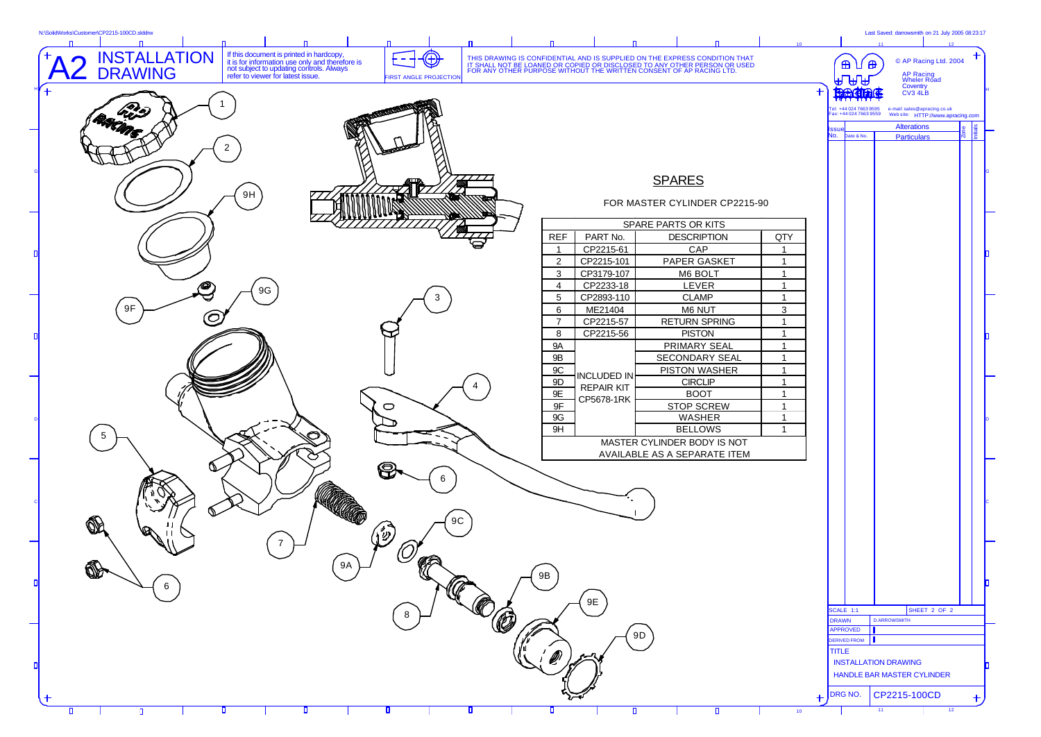# A2 INSTALLATION DRAWING

If this document is printed in hardcopy, it is for information use only and therefore is not subject to updating controls. Always refer to viewer for latest issue.

FIRST ANGLE PROJECTION

THIS DRAWING IS CONFIDENTIAL AND IS SUPPLIED ON THE EXPRESS CONDITION THAT IT SHALL NOT BE LOANED OR COPIED OR DISCLOSED TO ANY OTHER PERSON OR USED FOR ANY OTHER PURPOSE WITHOUT THE WRITTEN CONSENT OF AP RACING LTD.

© AP Racing Ltd. 2004

AP Racing
Wheler Road
Coventry
CV3 4LB

Tel: +44 024 7663 9595 e-mail: sales@apracing.co.uk
Fax: +44 024 7663 9559 Web site: HTTP://www.apracing.com

## SPARES

FOR MASTER CYLINDER CP2215-90

| SPARE PARTS OR KITS | | | |
|---|---|---|---|
| REF | PART No. | DESCRIPTION | QTY |
| 1 | CP2215-61 | CAP | 1 |
| 2 | CP2215-101 | PAPER GASKET | 1 |
| 3 | CP3179-107 | M6 BOLT | 1 |
| 4 | CP2233-18 | LEVER | 1 |
| 5 | CP2893-110 | CLAMP | 1 |
| 6 | ME21404 | M6 NUT | 3 |
| 7 | CP2215-57 | RETURN SPRING | 1 |
| 8 | CP2215-56 | PISTON | 1 |
| 9A | INCLUDED IN REPAIR KIT CP5678-1RK | PRIMARY SEAL | 1 |
| 9B | | SECONDARY SEAL | 1 |
| 9C | | PISTON WASHER | 1 |
| 9D | | CIRCLIP | 1 |
| 9E | | BOOT | 1 |
| 9F | | STOP SCREW | 1 |
| 9G | | WASHER | 1 |
| 9H | | BELLOWS | 1 |
| MASTER CYLINDER BODY IS NOT AVAILABLE AS A SEPARATE ITEM | | | |

1, 2, 3, 4, 5, 6, 7, 8, 9A, 9B, 9C, 9D, 9E, 9F, 9G, 9H

| Issue No. | Date & No. | Alterations Particulars | Zone | Initials |
|---|---|---|---|---|

SCALE 1:1 | SHEET 2 OF 2
DRAWN: D.ARROWSMITH
APPROVED
DERIVED FROM
TITLE: INSTALLATION DRAWING
HANDLE BAR MASTER CYLINDER
DRG NO. CP2215-100CD